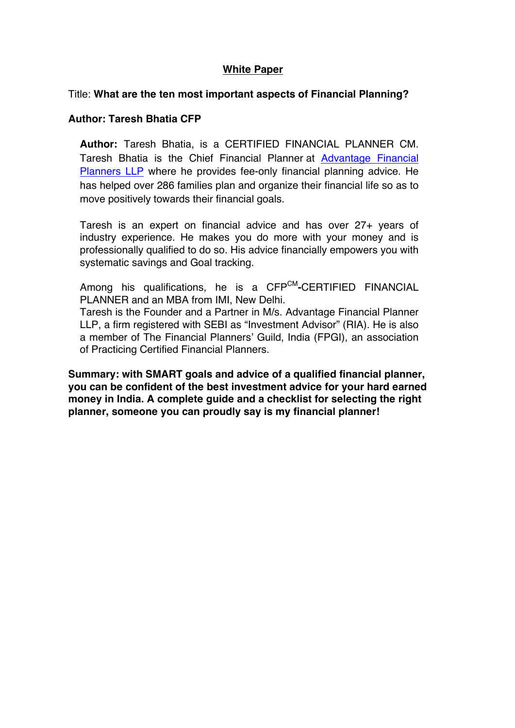**White Paper**

Title: **What are the ten most important aspects of Financial Planning?**

**Author: Taresh Bhatia CFP**

**Author:** Taresh Bhatia, is a CERTIFIED FINANCIAL PLANNER CM. Taresh Bhatia is the Chief Financial Planner at Advantage Financial Planners LLP where he provides fee-only financial planning advice. He has helped over 286 families plan and organize their financial life so as to move positively towards their financial goals.

Taresh is an expert on financial advice and has over 27+ years of industry experience. He makes you do more with your money and is professionally qualified to do so. His advice financially empowers you with systematic savings and Goal tracking.

Among his qualifications, he is a CFP$^{CM}$-CERTIFIED FINANCIAL PLANNER and an MBA from IMI, New Delhi.
Taresh is the Founder and a Partner in M/s. Advantage Financial Planner LLP, a firm registered with SEBI as "Investment Advisor" (RIA). He is also a member of The Financial Planners' Guild, India (FPGI), an association of Practicing Certified Financial Planners.

**Summary: with SMART goals and advice of a qualified financial planner, you can be confident of the best investment advice for your hard earned money in India. A complete guide and a checklist for selecting the right planner, someone you can proudly say is my financial planner!**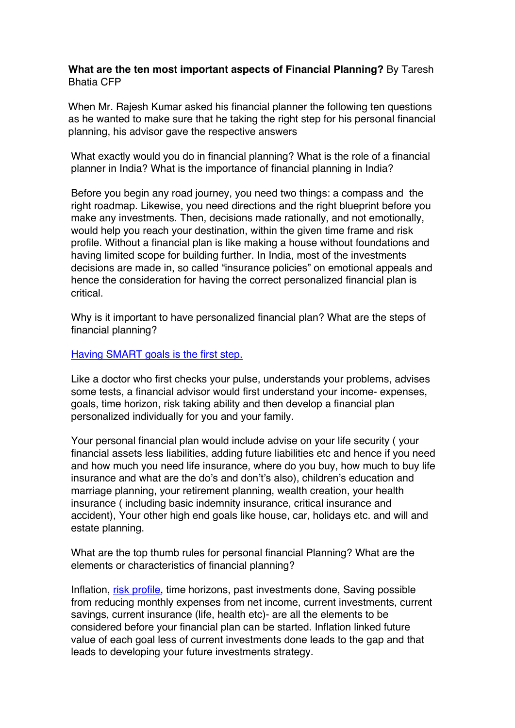**What are the ten most important aspects of Financial Planning?** By Taresh Bhatia CFP

When Mr. Rajesh Kumar asked his financial planner the following ten questions as he wanted to make sure that he taking the right step for his personal financial planning, his advisor gave the respective answers

What exactly would you do in financial planning? What is the role of a financial planner in India? What is the importance of financial planning in India?

Before you begin any road journey, you need two things: a compass and the right roadmap. Likewise, you need directions and the right blueprint before you make any investments. Then, decisions made rationally, and not emotionally, would help you reach your destination, within the given time frame and risk profile. Without a financial plan is like making a house without foundations and having limited scope for building further. In India, most of the investments decisions are made in, so called "insurance policies" on emotional appeals and hence the consideration for having the correct personalized financial plan is critical.

Why is it important to have personalized financial plan? What are the steps of financial planning?

Having SMART goals is the first step.

Like a doctor who first checks your pulse, understands your problems, advises some tests, a financial advisor would first understand your income- expenses, goals, time horizon, risk taking ability and then develop a financial plan personalized individually for you and your family.

Your personal financial plan would include advise on your life security ( your financial assets less liabilities, adding future liabilities etc and hence if you need and how much you need life insurance, where do you buy, how much to buy life insurance and what are the do's and don't's also), children's education and marriage planning, your retirement planning, wealth creation, your health insurance ( including basic indemnity insurance, critical insurance and accident), Your other high end goals like house, car, holidays etc. and will and estate planning.

What are the top thumb rules for personal financial Planning? What are the elements or characteristics of financial planning?

Inflation, risk profile, time horizons, past investments done, Saving possible from reducing monthly expenses from net income, current investments, current savings, current insurance (life, health etc)- are all the elements to be considered before your financial plan can be started. Inflation linked future value of each goal less of current investments done leads to the gap and that leads to developing your future investments strategy.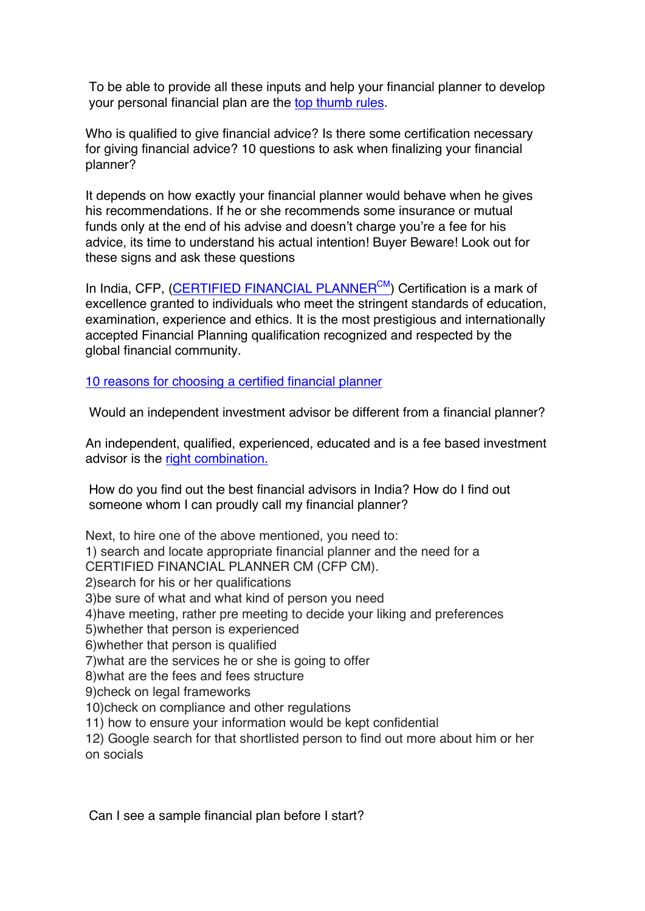To be able to provide all these inputs and help your financial planner to develop your personal financial plan are the top thumb rules.

Who is qualified to give financial advice? Is there some certification necessary for giving financial advice? 10 questions to ask when finalizing your financial planner?

It depends on how exactly your financial planner would behave when he gives his recommendations. If he or she recommends some insurance or mutual funds only at the end of his advise and doesn't charge you're a fee for his advice, its time to understand his actual intention! Buyer Beware! Look out for these signs and ask these questions

In India, CFP, (CERTIFIED FINANCIAL PLANNER[CM]) Certification is a mark of excellence granted to individuals who meet the stringent standards of education, examination, experience and ethics. It is the most prestigious and internationally accepted Financial Planning qualification recognized and respected by the global financial community.

10 reasons for choosing a certified financial planner

Would an independent investment advisor be different from a financial planner?

An independent, qualified, experienced, educated and is a fee based investment advisor is the right combination.

How do you find out the best financial advisors in India? How do I find out someone whom I can proudly call my financial planner?

Next, to hire one of the above mentioned, you need to:
1) search and locate appropriate financial planner and the need for a CERTIFIED FINANCIAL PLANNER CM (CFP CM).
2)search for his or her qualifications
3)be sure of what and what kind of person you need
4)have meeting, rather pre meeting to decide your liking and preferences
5)whether that person is experienced
6)whether that person is qualified
7)what are the services he or she is going to offer
8)what are the fees and fees structure
9)check on legal frameworks
10)check on compliance and other regulations
11) how to ensure your information would be kept confidential
12) Google search for that shortlisted person to find out more about him or her on socials

Can I see a sample financial plan before I start?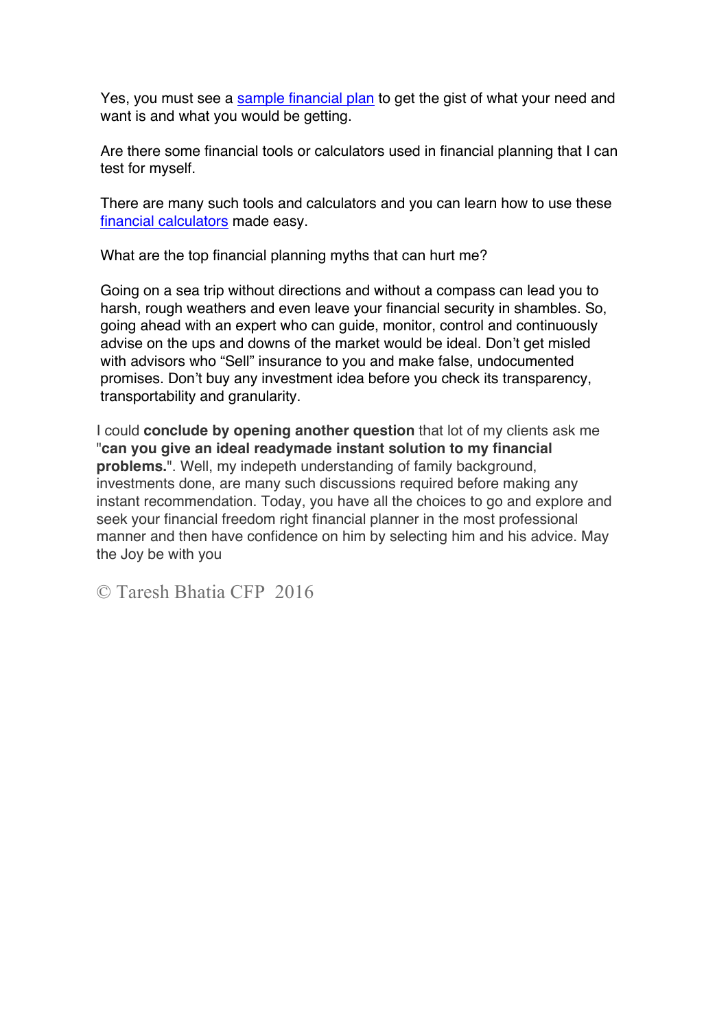Yes, you must see a sample financial plan to get the gist of what your need and want is and what you would be getting.

Are there some financial tools or calculators used in financial planning that I can test for myself.

There are many such tools and calculators and you can learn how to use these financial calculators made easy.

What are the top financial planning myths that can hurt me?

Going on a sea trip without directions and without a compass can lead you to harsh, rough weathers and even leave your financial security in shambles. So, going ahead with an expert who can guide, monitor, control and continuously advise on the ups and downs of the market would be ideal. Don't get misled with advisors who "Sell" insurance to you and make false, undocumented promises. Don't buy any investment idea before you check its transparency, transportability and granularity.

I could **conclude by opening another question** that lot of my clients ask me "**can you give an ideal readymade instant solution to my financial problems.**". Well, my indepeth understanding of family background, investments done, are many such discussions required before making any instant recommendation. Today, you have all the choices to go and explore and seek your financial freedom right financial planner in the most professional manner and then have confidence on him by selecting him and his advice. May the Joy be with you

© Taresh Bhatia CFP 2016